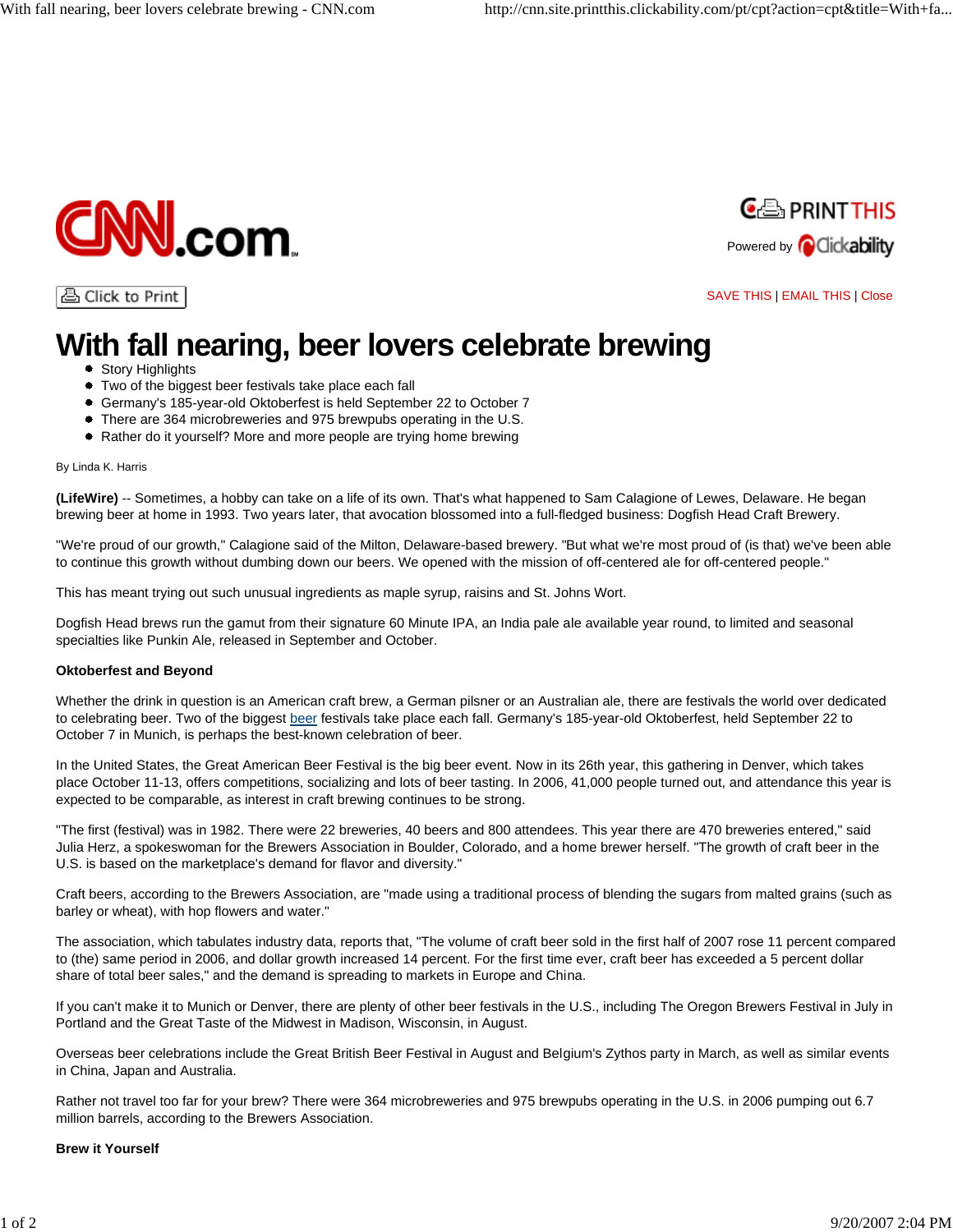# With fall nearing, beer lovers celebrate brewing

- Story Highlights
- Two of the biggest beer festivals take place each fall
- Germany's 185-year-old Oktoberfest is held September 22 to October 7
- There are 364 microbreweries and 975 brewpubs operating in the U.S.
- Rather do it yourself? More and more people are trying home brewing

By Linda K. Harris

**(LifeWire)** -- Sometimes, a hobby can take on a life of its own. That's what happened to Sam Calagione of Lewes, Delaware. He began brewing beer at home in 1993. Two years later, that avocation blossomed into a full-fledged business: Dogfish Head Craft Brewery.

"We're proud of our growth," Calagione said of the Milton, Delaware-based brewery. "But what we're most proud of (is that) we've been able to continue this growth without dumbing down our beers. We opened with the mission of off-centered ale for off-centered people."

This has meant trying out such unusual ingredients as maple syrup, raisins and St. Johns Wort.

Dogfish Head brews run the gamut from their signature 60 Minute IPA, an India pale ale available year round, to limited and seasonal specialties like Punkin Ale, released in September and October.

**Oktoberfest and Beyond**

Whether the drink in question is an American craft brew, a German pilsner or an Australian ale, there are festivals the world over dedicated to celebrating beer. Two of the biggest beer festivals take place each fall. Germany's 185-year-old Oktoberfest, held September 22 to October 7 in Munich, is perhaps the best-known celebration of beer.

In the United States, the Great American Beer Festival is the big beer event. Now in its 26th year, this gathering in Denver, which takes place October 11-13, offers competitions, socializing and lots of beer tasting. In 2006, 41,000 people turned out, and attendance this year is expected to be comparable, as interest in craft brewing continues to be strong.

"The first (festival) was in 1982. There were 22 breweries, 40 beers and 800 attendees. This year there are 470 breweries entered," said Julia Herz, a spokeswoman for the Brewers Association in Boulder, Colorado, and a home brewer herself. "The growth of craft beer in the U.S. is based on the marketplace's demand for flavor and diversity."

Craft beers, according to the Brewers Association, are "made using a traditional process of blending the sugars from malted grains (such as barley or wheat), with hop flowers and water."

The association, which tabulates industry data, reports that, "The volume of craft beer sold in the first half of 2007 rose 11 percent compared to (the) same period in 2006, and dollar growth increased 14 percent. For the first time ever, craft beer has exceeded a 5 percent dollar share of total beer sales," and the demand is spreading to markets in Europe and China.

If you can't make it to Munich or Denver, there are plenty of other beer festivals in the U.S., including The Oregon Brewers Festival in July in Portland and the Great Taste of the Midwest in Madison, Wisconsin, in August.

Overseas beer celebrations include the Great British Beer Festival in August and Belgium's Zythos party in March, as well as similar events in China, Japan and Australia.

Rather not travel too far for your brew? There were 364 microbreweries and 975 brewpubs operating in the U.S. in 2006 pumping out 6.7 million barrels, according to the Brewers Association.

**Brew it Yourself**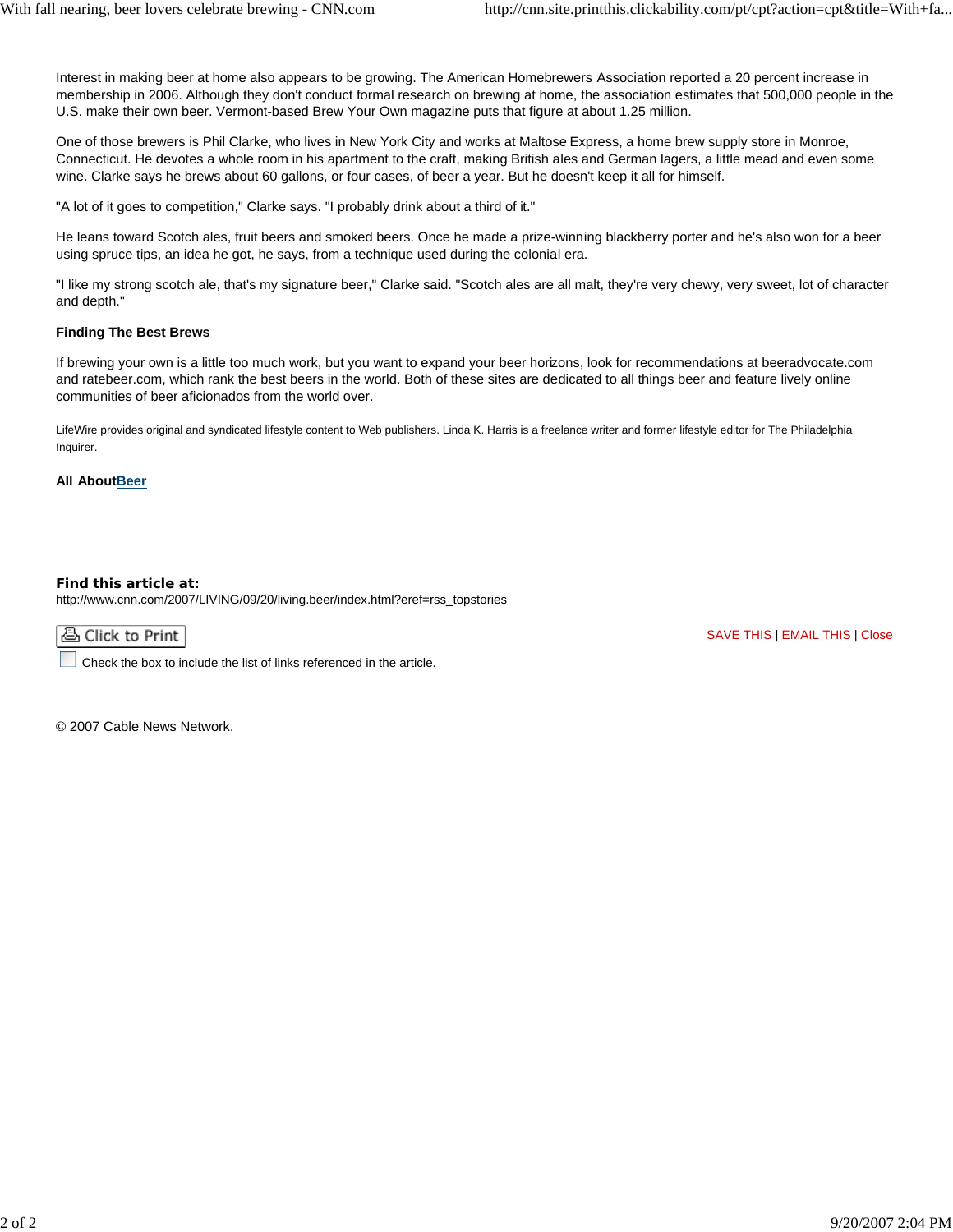Interest in making beer at home also appears to be growing. The American Homebrewers Association reported a 20 percent increase in membership in 2006. Although they don't conduct formal research on brewing at home, the association estimates that 500,000 people in the U.S. make their own beer. Vermont-based Brew Your Own magazine puts that figure at about 1.25 million.

One of those brewers is Phil Clarke, who lives in New York City and works at Maltose Express, a home brew supply store in Monroe, Connecticut. He devotes a whole room in his apartment to the craft, making British ales and German lagers, a little mead and even some wine. Clarke says he brews about 60 gallons, or four cases, of beer a year. But he doesn't keep it all for himself.

"A lot of it goes to competition," Clarke says. "I probably drink about a third of it."

He leans toward Scotch ales, fruit beers and smoked beers. Once he made a prize-winning blackberry porter and he's also won for a beer using spruce tips, an idea he got, he says, from a technique used during the colonial era.

"I like my strong scotch ale, that's my signature beer," Clarke said. "Scotch ales are all malt, they're very chewy, very sweet, lot of character and depth."

**Finding The Best Brews**

If brewing your own is a little too much work, but you want to expand your beer horizons, look for recommendations at beeradvocate.com and ratebeer.com, which rank the best beers in the world. Both of these sites are dedicated to all things beer and feature lively online communities of beer aficionados from the world over.

LifeWire provides original and syndicated lifestyle content to Web publishers. Linda K. Harris is a freelance writer and former lifestyle editor for The Philadelphia Inquirer.

**All AboutBeer**

**Find this article at:**
http://www.cnn.com/2007/LIVING/09/20/living.beer/index.html?eref=rss_topstories

Click to Print

SAVE THIS | EMAIL THIS | Close

Check the box to include the list of links referenced in the article.

© 2007 Cable News Network.